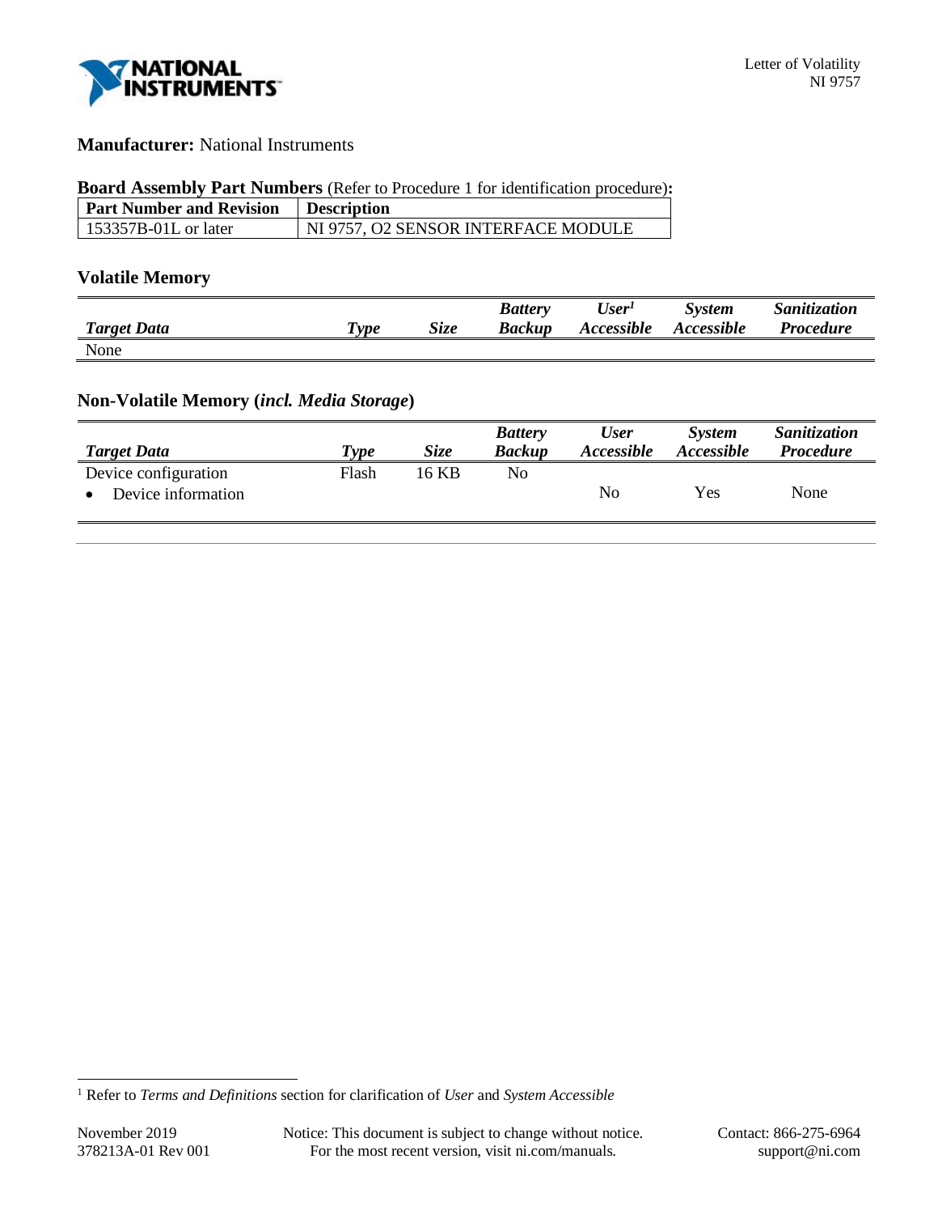Letter of Volatility
NI 9757

**Manufacturer:** National Instruments

**Board Assembly Part Numbers** (Refer to Procedure 1 for identification procedure)**:**

| Part Number and Revision | Description |
|---|---|
| 153357B-01L or later | NI 9757, O2 SENSOR INTERFACE MODULE |

### Volatile Memory

| *Target Data* | *Type* | *Size* | *Battery Backup* | *User[1] Accessible* | *System Accessible* | *Sanitization Procedure* |
|---|---|---|---|---|---|---|
| None | | | | | | |

### Non-Volatile Memory (*incl. Media Storage*)

| *Target Data* | *Type* | *Size* | *Battery Backup* | *User Accessible* | *System Accessible* | *Sanitization Procedure* |
|---|---|---|---|---|---|---|
| Device configuration<br>• Device information | Flash | 16 KB | No | No | Yes | None |

[1] Refer to *Terms and Definitions* section for clarification of *User* and *System Accessible*

November 2019
378213A-01 Rev 001

Notice: This document is subject to change without notice.
For the most recent version, visit ni.com/manuals.

Contact: 866-275-6964
support@ni.com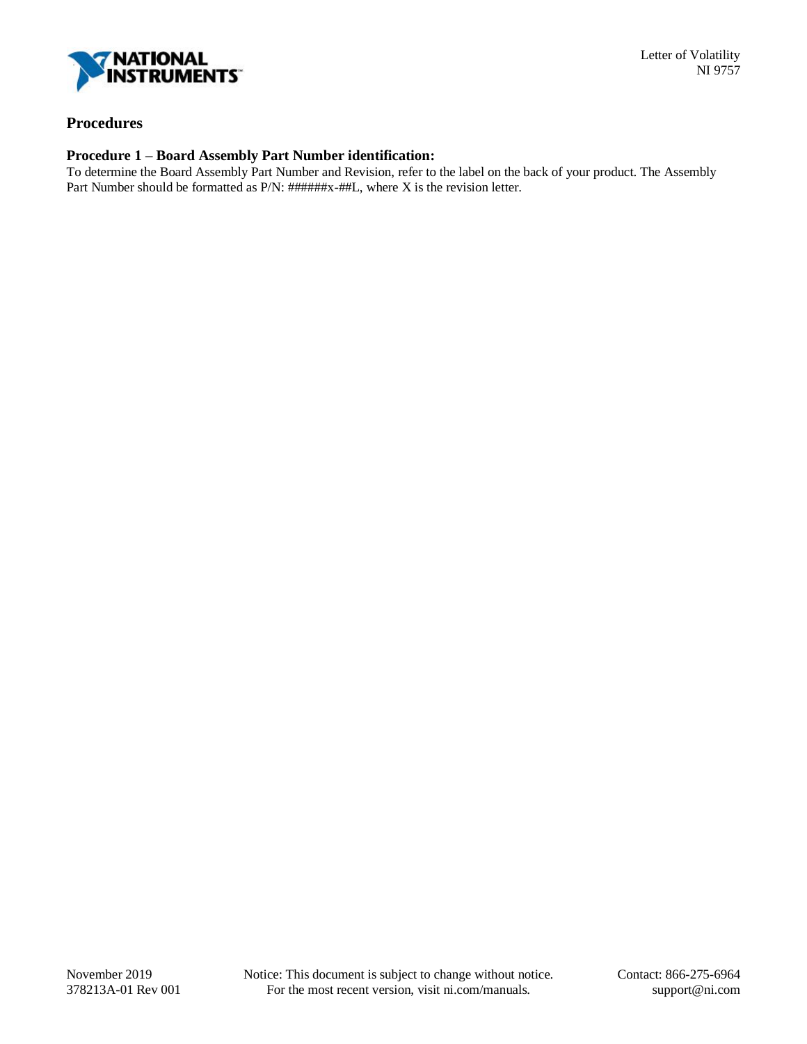## Procedures

### Procedure 1 – Board Assembly Part Number identification:

To determine the Board Assembly Part Number and Revision, refer to the label on the back of your product. The Assembly Part Number should be formatted as P/N: ######x-##L, where X is the revision letter.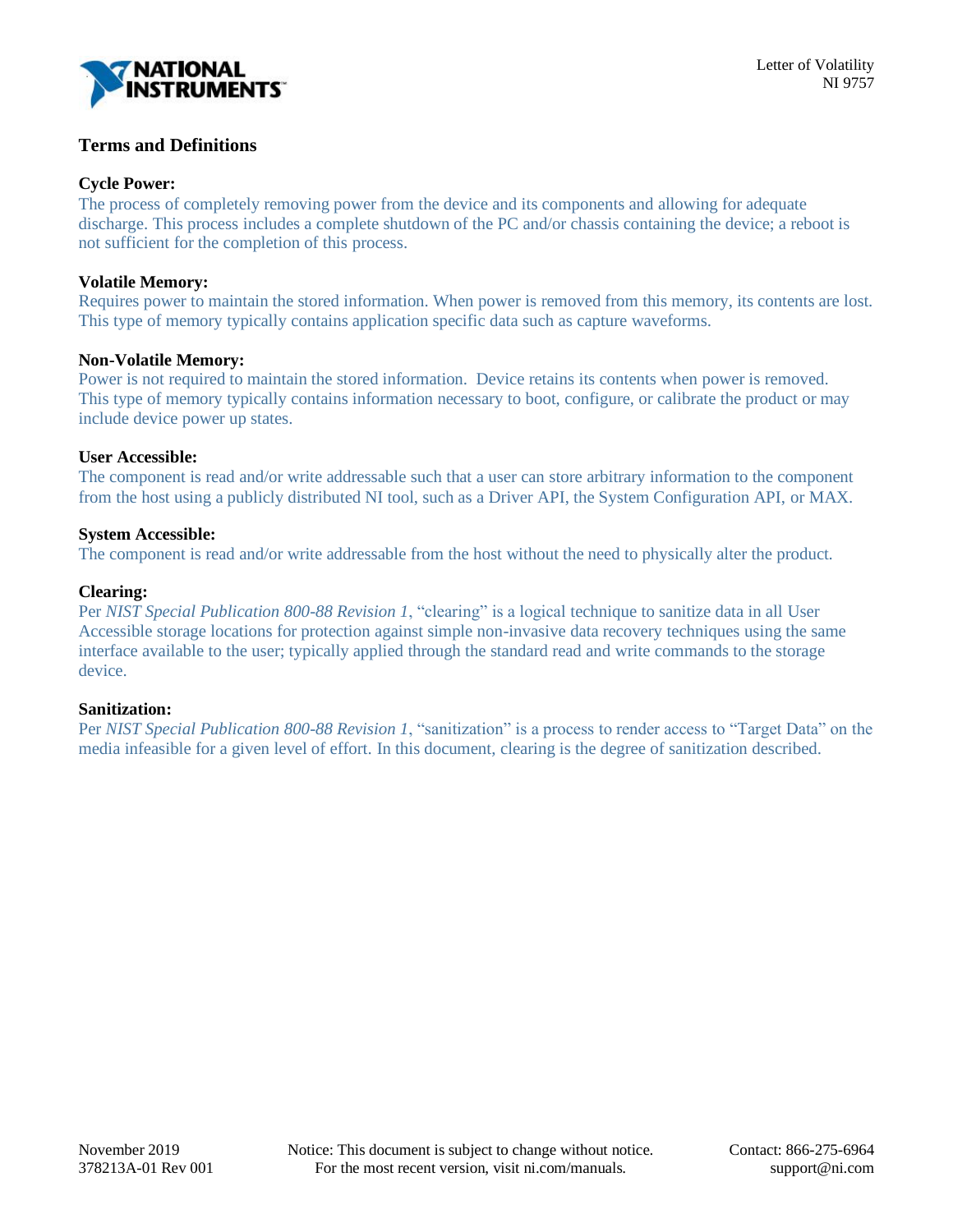## Terms and Definitions

**Cycle Power:**
The process of completely removing power from the device and its components and allowing for adequate discharge. This process includes a complete shutdown of the PC and/or chassis containing the device; a reboot is not sufficient for the completion of this process.

**Volatile Memory:**
Requires power to maintain the stored information. When power is removed from this memory, its contents are lost. This type of memory typically contains application specific data such as capture waveforms.

**Non-Volatile Memory:**
Power is not required to maintain the stored information. Device retains its contents when power is removed. This type of memory typically contains information necessary to boot, configure, or calibrate the product or may include device power up states.

**User Accessible:**
The component is read and/or write addressable such that a user can store arbitrary information to the component from the host using a publicly distributed NI tool, such as a Driver API, the System Configuration API, or MAX.

**System Accessible:**
The component is read and/or write addressable from the host without the need to physically alter the product.

**Clearing:**
Per *NIST Special Publication 800-88 Revision 1*, "clearing" is a logical technique to sanitize data in all User Accessible storage locations for protection against simple non-invasive data recovery techniques using the same interface available to the user; typically applied through the standard read and write commands to the storage device.

**Sanitization:**
Per *NIST Special Publication 800-88 Revision 1*, "sanitization" is a process to render access to "Target Data" on the media infeasible for a given level of effort. In this document, clearing is the degree of sanitization described.